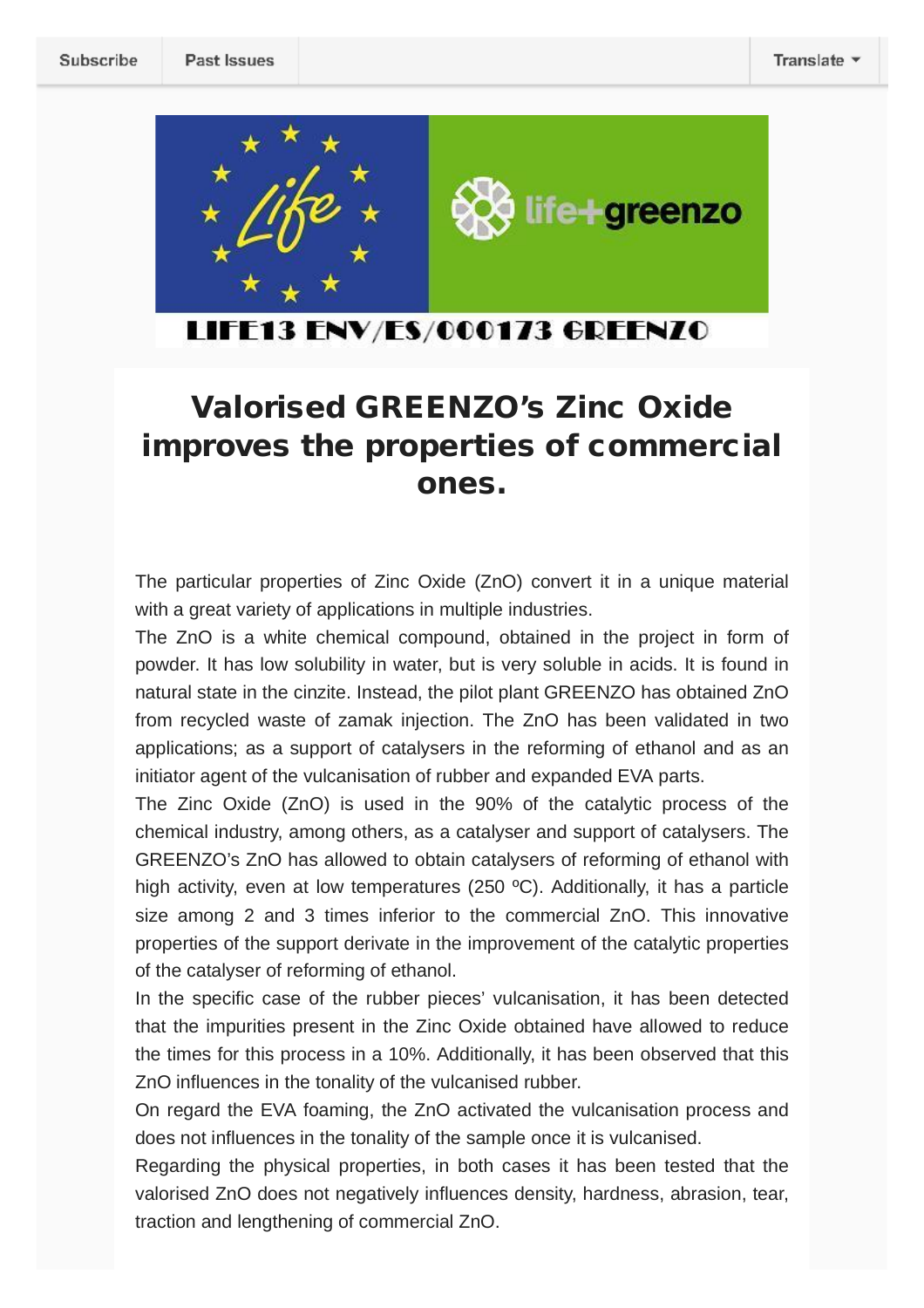Subscribe | Past Issues | Translate

LIFE13 ENV/ES/000173 GREENZO

# Valorised GREENZO's Zinc Oxide improves the properties of commercial ones.

The particular properties of Zinc Oxide (ZnO) convert it in a unique material with a great variety of applications in multiple industries.

The ZnO is a white chemical compound, obtained in the project in form of powder. It has low solubility in water, but is very soluble in acids. It is found in natural state in the cinzite. Instead, the pilot plant GREENZO has obtained ZnO from recycled waste of zamak injection. The ZnO has been validated in two applications; as a support of catalysers in the reforming of ethanol and as an initiator agent of the vulcanisation of rubber and expanded EVA parts.

The Zinc Oxide (ZnO) is used in the 90% of the catalytic process of the chemical industry, among others, as a catalyser and support of catalysers. The GREENZO's ZnO has allowed to obtain catalysers of reforming of ethanol with high activity, even at low temperatures (250 ºC). Additionally, it has a particle size among 2 and 3 times inferior to the commercial ZnO. This innovative properties of the support derivate in the improvement of the catalytic properties of the catalyser of reforming of ethanol.

In the specific case of the rubber pieces' vulcanisation, it has been detected that the impurities present in the Zinc Oxide obtained have allowed to reduce the times for this process in a 10%. Additionally, it has been observed that this ZnO influences in the tonality of the vulcanised rubber.

On regard the EVA foaming, the ZnO activated the vulcanisation process and does not influences in the tonality of the sample once it is vulcanised.

Regarding the physical properties, in both cases it has been tested that the valorised ZnO does not negatively influences density, hardness, abrasion, tear, traction and lengthening of commercial ZnO.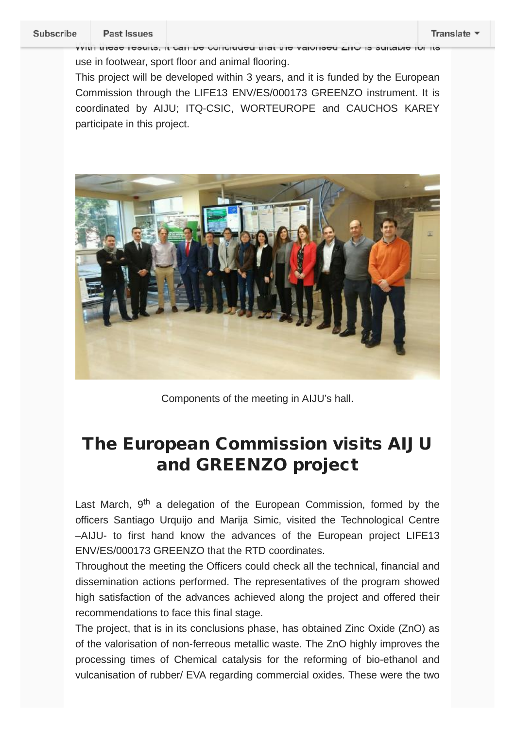With these results, it can be concluded that the valorised ZnO is suitable for its use in footwear, sport floor and animal flooring.

This project will be developed within 3 years, and it is funded by the European Commission through the LIFE13 ENV/ES/000173 GREENZO instrument. It is coordinated by AIJU; ITQ-CSIC, WORTEUROPE and CAUCHOS KAREY participate in this project.

Components of the meeting in AIJU's hall.

## The European Commission visits AIJU and GREENZO project

Last March, 9th a delegation of the European Commission, formed by the officers Santiago Urquijo and Marija Simic, visited the Technological Centre –AIJU- to first hand know the advances of the European project LIFE13 ENV/ES/000173 GREENZO that the RTD coordinates.

Throughout the meeting the Officers could check all the technical, financial and dissemination actions performed. The representatives of the program showed high satisfaction of the advances achieved along the project and offered their recommendations to face this final stage.

The project, that is in its conclusions phase, has obtained Zinc Oxide (ZnO) as of the valorisation of non-ferreous metallic waste. The ZnO highly improves the processing times of Chemical catalysis for the reforming of bio-ethanol and vulcanisation of rubber/ EVA regarding commercial oxides. These were the two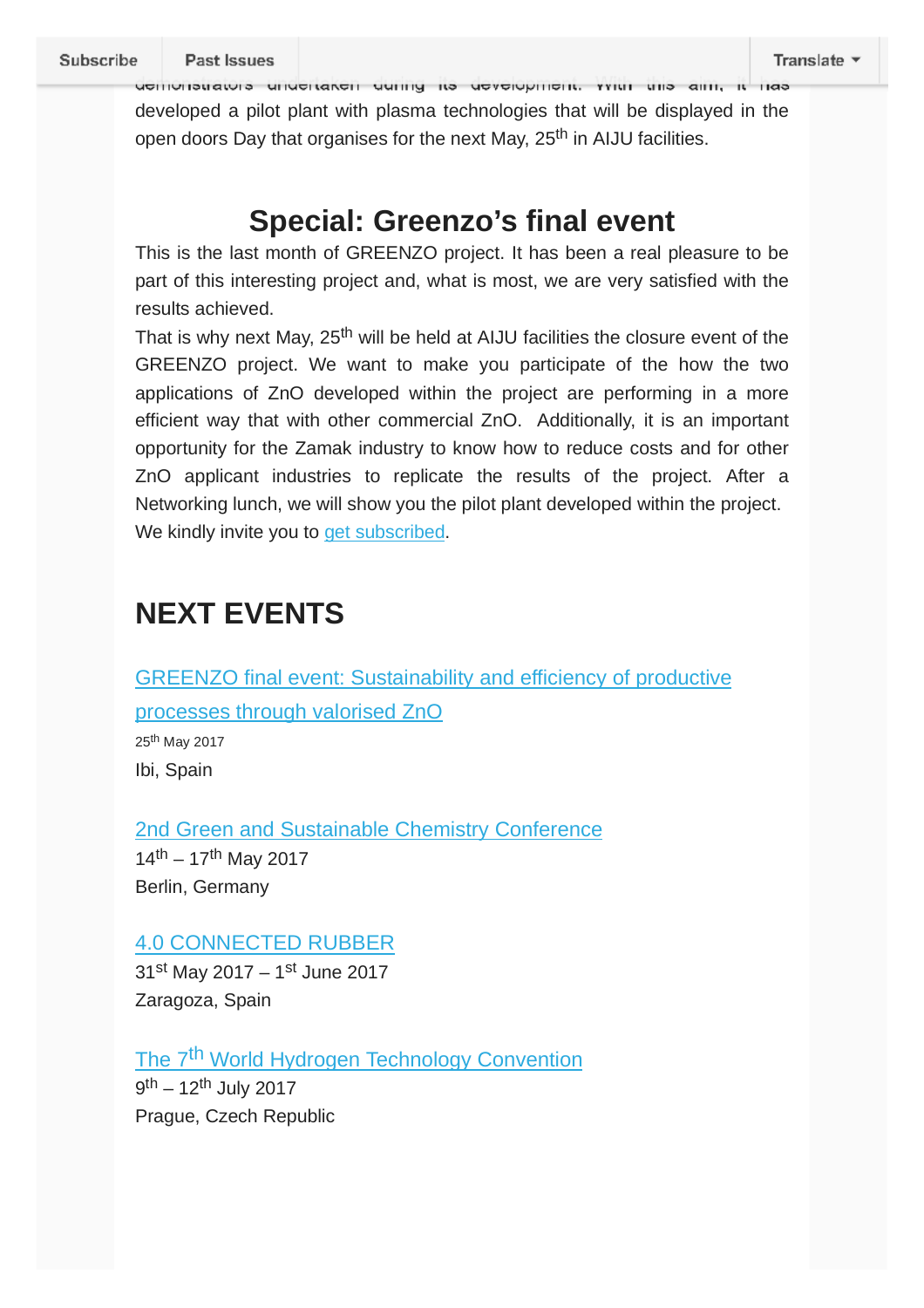demonstrators undertaken during its development. With this aim, it has developed a pilot plant with plasma technologies that will be displayed in the open doors Day that organises for the next May, 25th in AIJU facilities.

## Special: Greenzo's final event

This is the last month of GREENZO project. It has been a real pleasure to be part of this interesting project and, what is most, we are very satisfied with the results achieved.

That is why next May, 25th will be held at AIJU facilities the closure event of the GREENZO project. We want to make you participate of the how the two applications of ZnO developed within the project are performing in a more efficient way that with other commercial ZnO. Additionally, it is an important opportunity for the Zamak industry to know how to reduce costs and for other ZnO applicant industries to replicate the results of the project. After a Networking lunch, we will show you the pilot plant developed within the project.

We kindly invite you to get subscribed.

## NEXT EVENTS

GREENZO final event: Sustainability and efficiency of productive processes through valorised ZnO
25th May 2017
Ibi, Spain

2nd Green and Sustainable Chemistry Conference
14th – 17th May 2017
Berlin, Germany

4.0 CONNECTED RUBBER
31st May 2017 – 1st June 2017
Zaragoza, Spain

The 7th World Hydrogen Technology Convention
9th – 12th July 2017
Prague, Czech Republic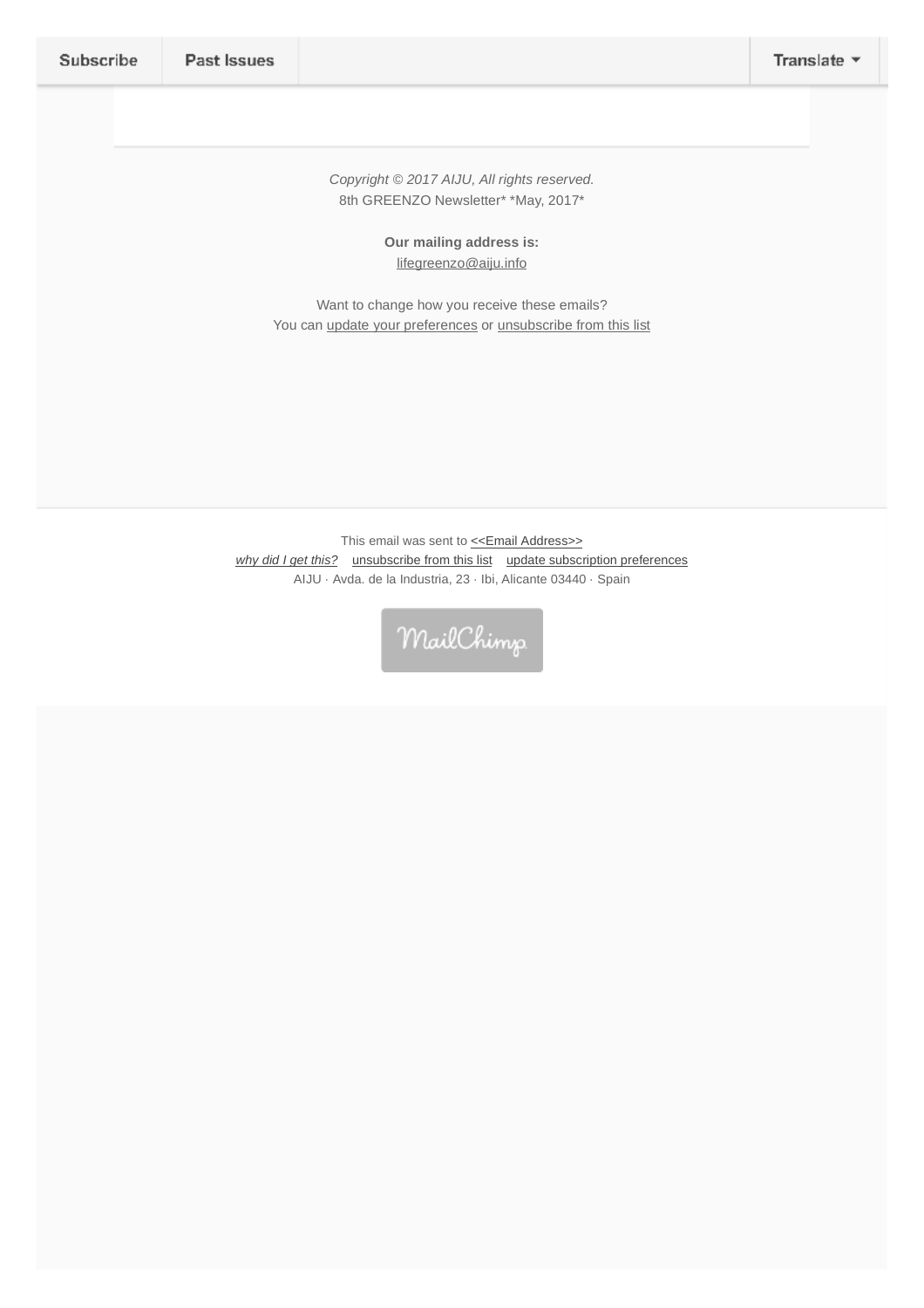Subscribe | Past Issues | Translate ▼

*Copyright © 2017 AIJU, All rights reserved.*
8th GREENZO Newsletter* *May, 2017*

**Our mailing address is:**
lifegreenzo@aiju.info

Want to change how you receive these emails?
You can update your preferences or unsubscribe from this list

This email was sent to <<Email Address>>
*why did I get this?* unsubscribe from this list update subscription preferences
AIJU · Avda. de la Industria, 23 · Ibi, Alicante 03440 · Spain

MailChimp